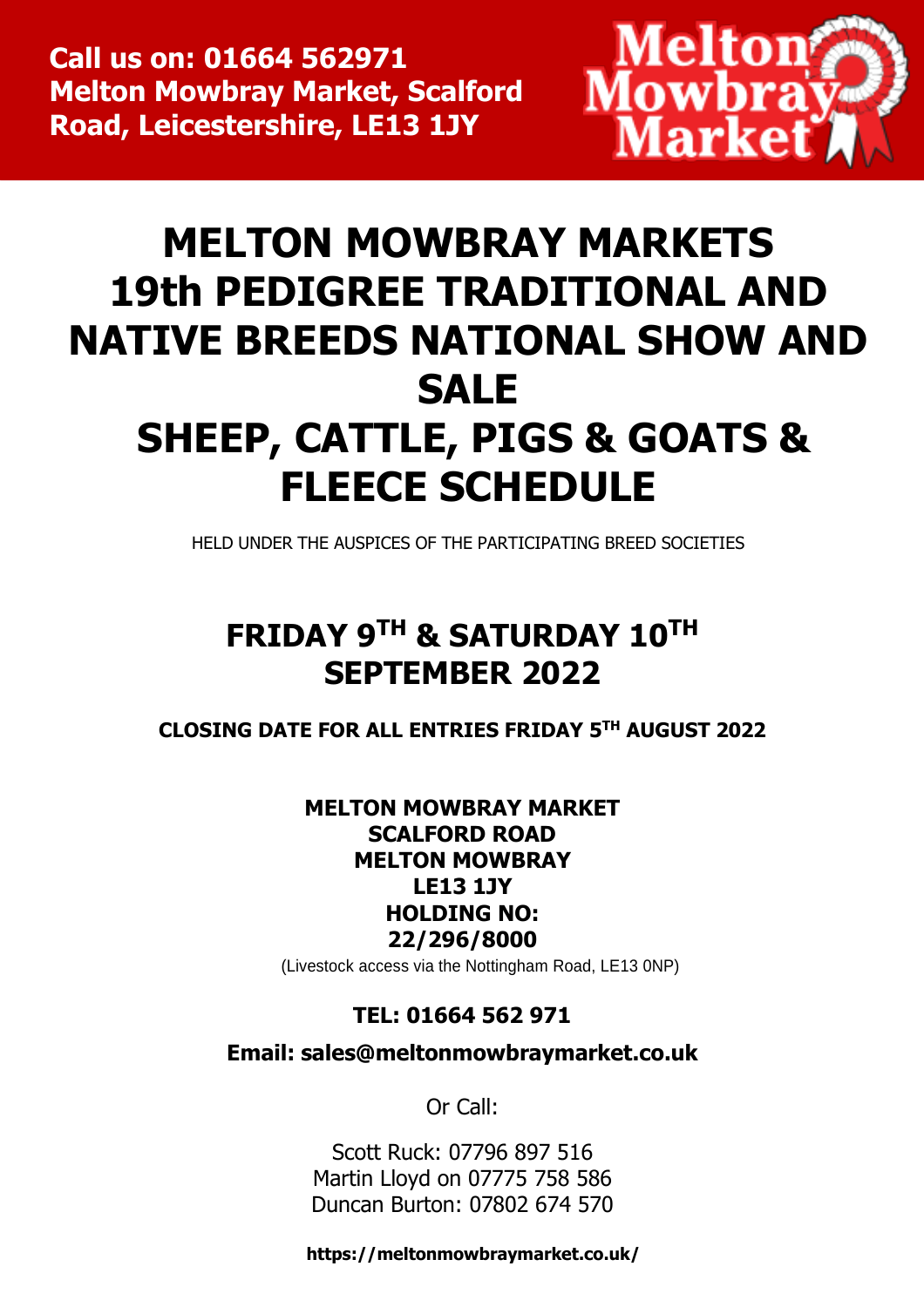**Call us on: 01664 562971**
**Melton Mowbray Market, Scalford Road, Leicestershire, LE13 1JY**

Melton Mowbray Market

# MELTON MOWBRAY MARKETS 19th PEDIGREE TRADITIONAL AND NATIVE BREEDS NATIONAL SHOW AND SALE SHEEP, CATTLE, PIGS & GOATS & FLEECE SCHEDULE

HELD UNDER THE AUSPICES OF THE PARTICIPATING BREED SOCIETIES

## FRIDAY 9TH & SATURDAY 10TH SEPTEMBER 2022

**CLOSING DATE FOR ALL ENTRIES FRIDAY 5TH AUGUST 2022**

**MELTON MOWBRAY MARKET**
**SCALFORD ROAD**
**MELTON MOWBRAY**
**LE13 1JY**
**HOLDING NO:**
**22/296/8000**

(Livestock access via the Nottingham Road, LE13 0NP)

**TEL: 01664 562 971**

**Email: sales@meltonmowbraymarket.co.uk**

Or Call:

Scott Ruck: 07796 897 516
Martin Lloyd on 07775 758 586
Duncan Burton: 07802 674 570

**https://meltonmowbraymarket.co.uk/**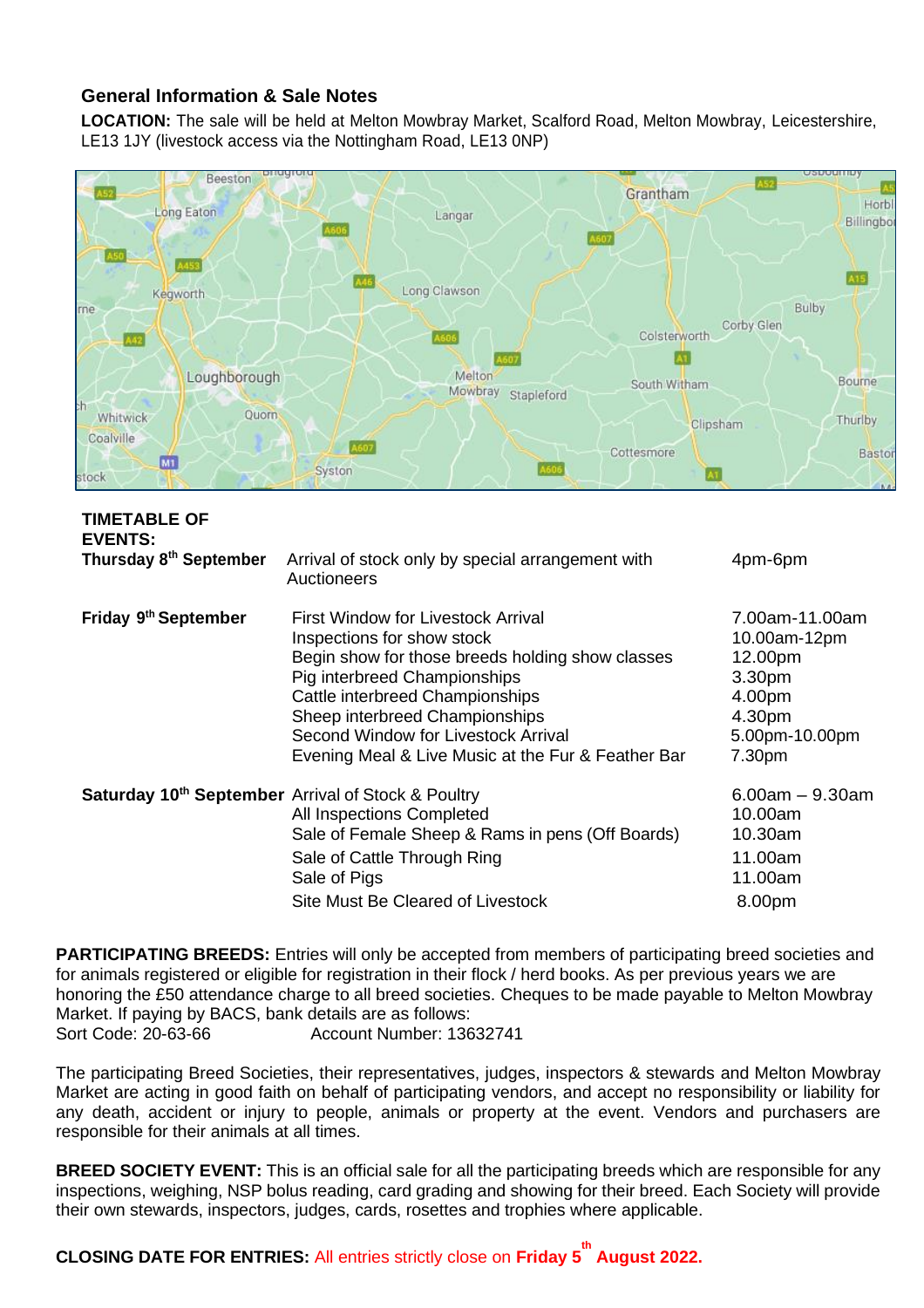## General Information & Sale Notes

**LOCATION:** The sale will be held at Melton Mowbray Market, Scalford Road, Melton Mowbray, Leicestershire, LE13 1JY (livestock access via the Nottingham Road, LE13 0NP)

**TIMETABLE OF EVENTS:**

| | | |
|---|---|---|
| **Thursday 8th September** | Arrival of stock only by special arrangement with Auctioneers | 4pm-6pm |
| **Friday 9th September** | First Window for Livestock Arrival | 7.00am-11.00am |
| | Inspections for show stock | 10.00am-12pm |
| | Begin show for those breeds holding show classes | 12.00pm |
| | Pig interbreed Championships | 3.30pm |
| | Cattle interbreed Championships | 4.00pm |
| | Sheep interbreed Championships | 4.30pm |
| | Second Window for Livestock Arrival | 5.00pm-10.00pm |
| | Evening Meal & Live Music at the Fur & Feather Bar | 7.30pm |
| **Saturday 10th September** | Arrival of Stock & Poultry | 6.00am – 9.30am |
| | All Inspections Completed | 10.00am |
| | Sale of Female Sheep & Rams in pens (Off Boards) | 10.30am |
| | Sale of Cattle Through Ring | 11.00am |
| | Sale of Pigs | 11.00am |
| | Site Must Be Cleared of Livestock | 8.00pm |

**PARTICIPATING BREEDS:** Entries will only be accepted from members of participating breed societies and for animals registered or eligible for registration in their flock / herd books. As per previous years we are honoring the £50 attendance charge to all breed societies. Cheques to be made payable to Melton Mowbray Market. If paying by BACS, bank details are as follows:
Sort Code: 20-63-66 Account Number: 13632741

The participating Breed Societies, their representatives, judges, inspectors & stewards and Melton Mowbray Market are acting in good faith on behalf of participating vendors, and accept no responsibility or liability for any death, accident or injury to people, animals or property at the event. Vendors and purchasers are responsible for their animals at all times.

**BREED SOCIETY EVENT:** This is an official sale for all the participating breeds which are responsible for any inspections, weighing, NSP bolus reading, card grading and showing for their breed. Each Society will provide their own stewards, inspectors, judges, cards, rosettes and trophies where applicable.

**CLOSING DATE FOR ENTRIES:** All entries strictly close on **Friday 5th August 2022.**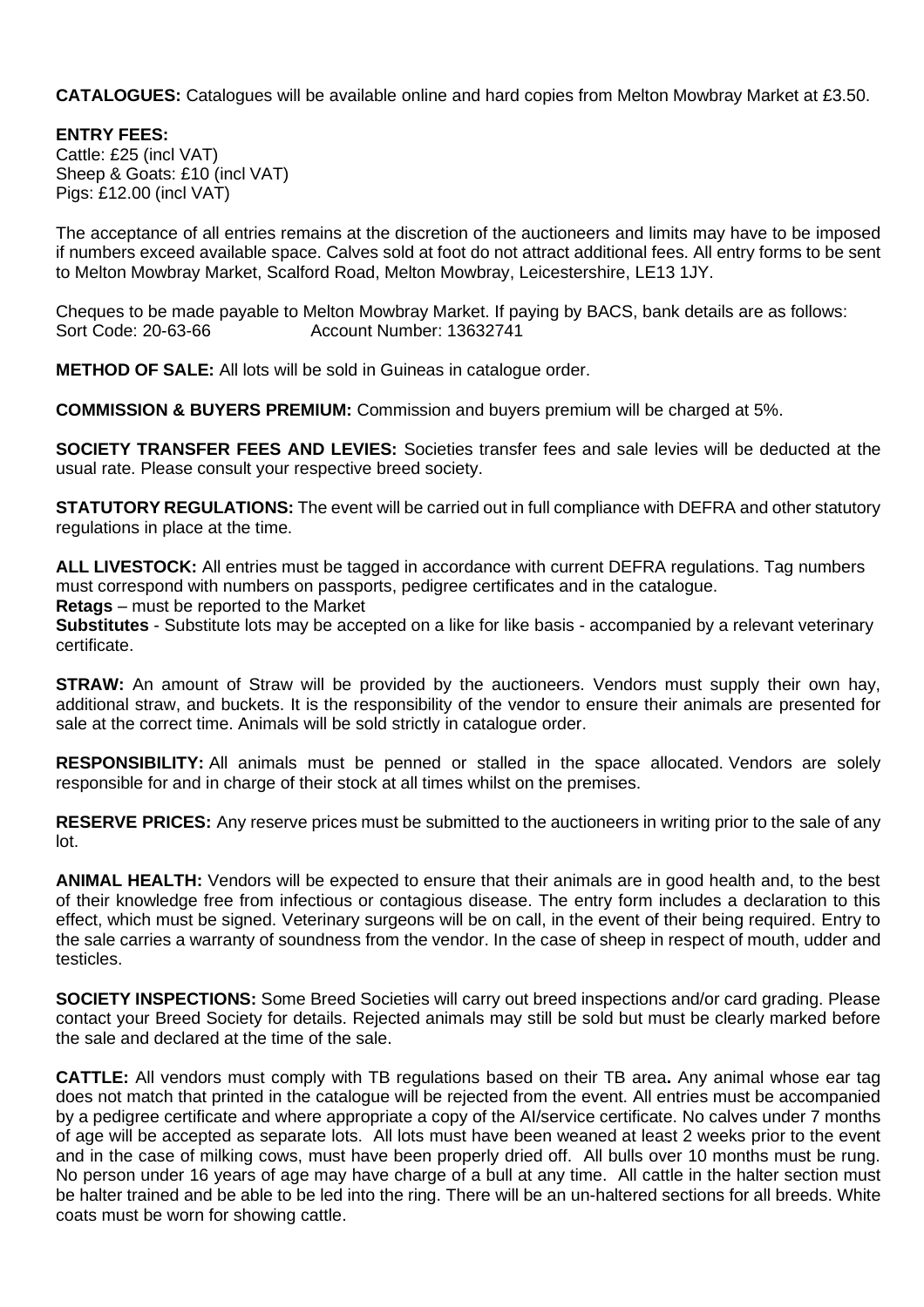**CATALOGUES:** Catalogues will be available online and hard copies from Melton Mowbray Market at £3.50.

**ENTRY FEES:**
Cattle: £25 (incl VAT)
Sheep & Goats: £10 (incl VAT)
Pigs: £12.00 (incl VAT)

The acceptance of all entries remains at the discretion of the auctioneers and limits may have to be imposed if numbers exceed available space. Calves sold at foot do not attract additional fees. All entry forms to be sent to Melton Mowbray Market, Scalford Road, Melton Mowbray, Leicestershire, LE13 1JY.

Cheques to be made payable to Melton Mowbray Market. If paying by BACS, bank details are as follows:
Sort Code: 20-63-66 Account Number: 13632741

**METHOD OF SALE:** All lots will be sold in Guineas in catalogue order.

**COMMISSION & BUYERS PREMIUM:** Commission and buyers premium will be charged at 5%.

**SOCIETY TRANSFER FEES AND LEVIES:** Societies transfer fees and sale levies will be deducted at the usual rate. Please consult your respective breed society.

**STATUTORY REGULATIONS:** The event will be carried out in full compliance with DEFRA and other statutory regulations in place at the time.

**ALL LIVESTOCK:** All entries must be tagged in accordance with current DEFRA regulations. Tag numbers must correspond with numbers on passports, pedigree certificates and in the catalogue.
**Retags** – must be reported to the Market
**Substitutes** - Substitute lots may be accepted on a like for like basis - accompanied by a relevant veterinary certificate.

**STRAW:** An amount of Straw will be provided by the auctioneers. Vendors must supply their own hay, additional straw, and buckets. It is the responsibility of the vendor to ensure their animals are presented for sale at the correct time. Animals will be sold strictly in catalogue order.

**RESPONSIBILITY:** All animals must be penned or stalled in the space allocated. Vendors are solely responsible for and in charge of their stock at all times whilst on the premises.

**RESERVE PRICES:** Any reserve prices must be submitted to the auctioneers in writing prior to the sale of any lot.

**ANIMAL HEALTH:** Vendors will be expected to ensure that their animals are in good health and, to the best of their knowledge free from infectious or contagious disease. The entry form includes a declaration to this effect, which must be signed. Veterinary surgeons will be on call, in the event of their being required. Entry to the sale carries a warranty of soundness from the vendor. In the case of sheep in respect of mouth, udder and testicles.

**SOCIETY INSPECTIONS:** Some Breed Societies will carry out breed inspections and/or card grading. Please contact your Breed Society for details. Rejected animals may still be sold but must be clearly marked before the sale and declared at the time of the sale.

**CATTLE:** All vendors must comply with TB regulations based on their TB area**.** Any animal whose ear tag does not match that printed in the catalogue will be rejected from the event. All entries must be accompanied by a pedigree certificate and where appropriate a copy of the AI/service certificate. No calves under 7 months of age will be accepted as separate lots. All lots must have been weaned at least 2 weeks prior to the event and in the case of milking cows, must have been properly dried off. All bulls over 10 months must be rung. No person under 16 years of age may have charge of a bull at any time. All cattle in the halter section must be halter trained and be able to be led into the ring. There will be an un-haltered sections for all breeds. White coats must be worn for showing cattle.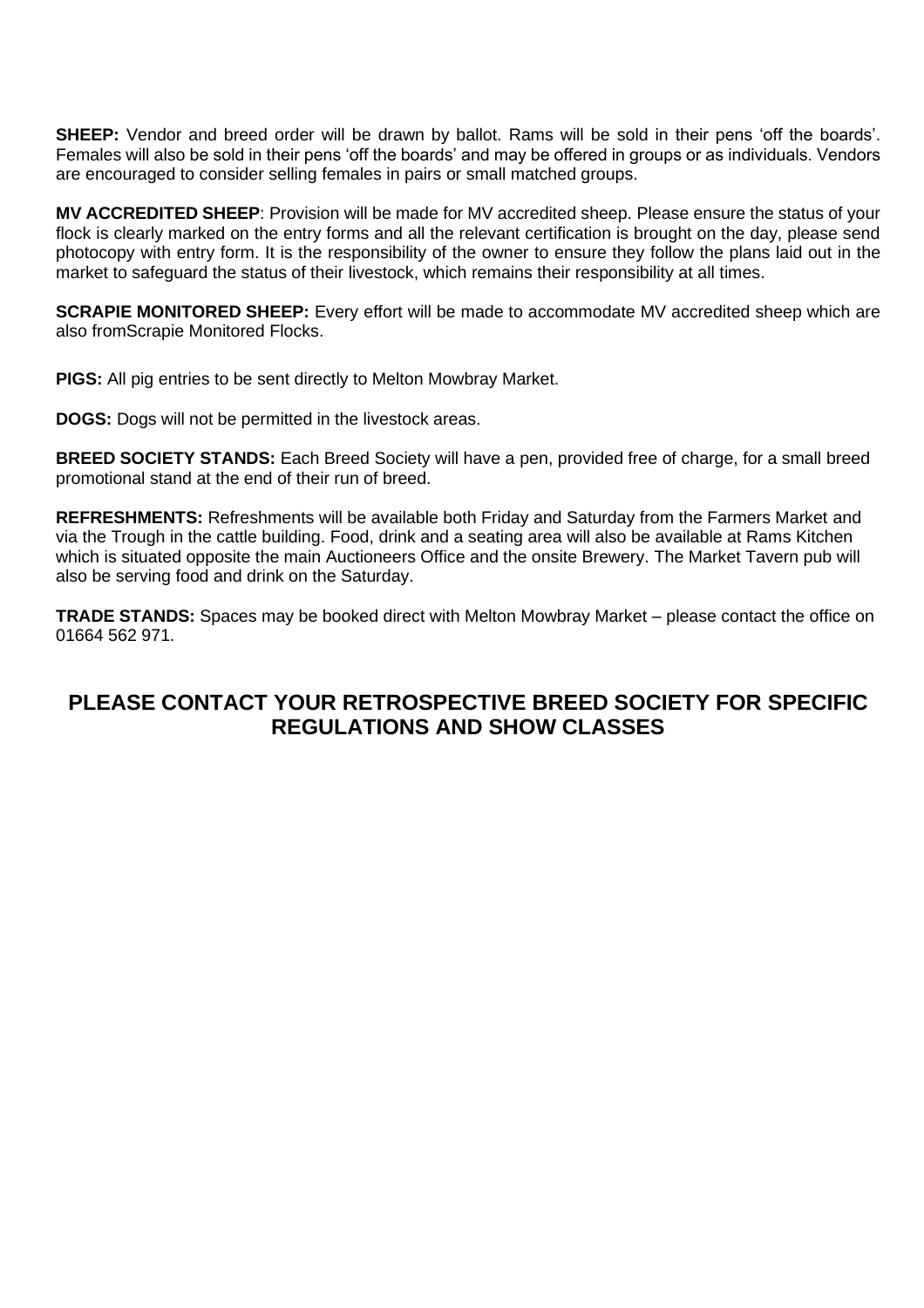**SHEEP:** Vendor and breed order will be drawn by ballot. Rams will be sold in their pens 'off the boards'. Females will also be sold in their pens 'off the boards' and may be offered in groups or as individuals. Vendors are encouraged to consider selling females in pairs or small matched groups.

**MV ACCREDITED SHEEP**: Provision will be made for MV accredited sheep. Please ensure the status of your flock is clearly marked on the entry forms and all the relevant certification is brought on the day, please send photocopy with entry form. It is the responsibility of the owner to ensure they follow the plans laid out in the market to safeguard the status of their livestock, which remains their responsibility at all times.

**SCRAPIE MONITORED SHEEP:** Every effort will be made to accommodate MV accredited sheep which are also fromScrapie Monitored Flocks.

**PIGS:** All pig entries to be sent directly to Melton Mowbray Market.

**DOGS:** Dogs will not be permitted in the livestock areas.

**BREED SOCIETY STANDS:** Each Breed Society will have a pen, provided free of charge, for a small breed promotional stand at the end of their run of breed.

**REFRESHMENTS:** Refreshments will be available both Friday and Saturday from the Farmers Market and via the Trough in the cattle building. Food, drink and a seating area will also be available at Rams Kitchen which is situated opposite the main Auctioneers Office and the onsite Brewery. The Market Tavern pub will also be serving food and drink on the Saturday.

**TRADE STANDS:** Spaces may be booked direct with Melton Mowbray Market – please contact the office on 01664 562 971.

## PLEASE CONTACT YOUR RETROSPECTIVE BREED SOCIETY FOR SPECIFIC REGULATIONS AND SHOW CLASSES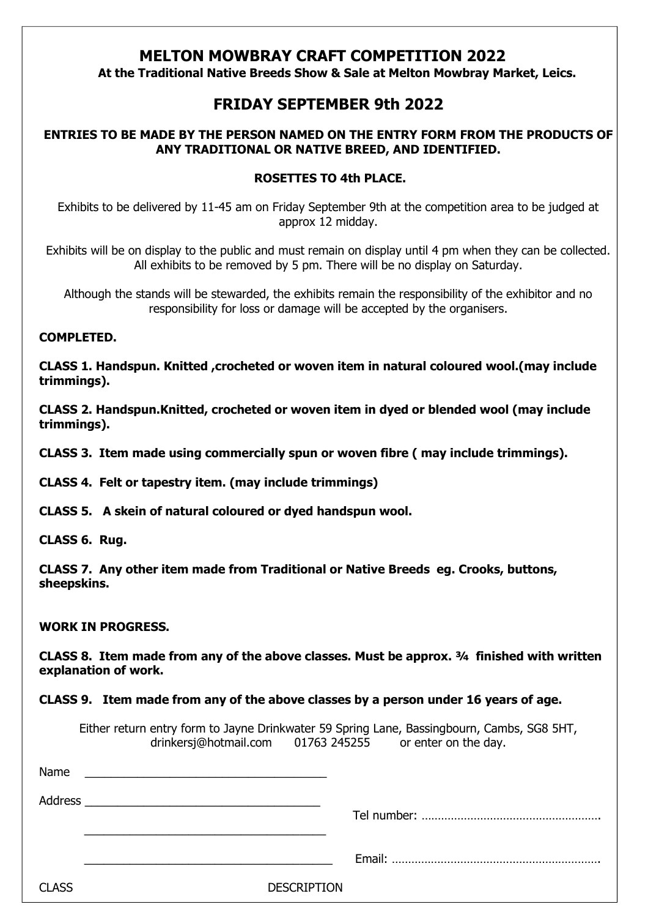# MELTON MOWBRAY CRAFT COMPETITION 2022

**At the Traditional Native Breeds Show & Sale at Melton Mowbray Market, Leics.**

## FRIDAY SEPTEMBER 9th 2022

**ENTRIES TO BE MADE BY THE PERSON NAMED ON THE ENTRY FORM FROM THE PRODUCTS OF ANY TRADITIONAL OR NATIVE BREED, AND IDENTIFIED.**

**ROSETTES TO 4th PLACE.**

Exhibits to be delivered by 11-45 am on Friday September 9th at the competition area to be judged at approx 12 midday.

Exhibits will be on display to the public and must remain on display until 4 pm when they can be collected. All exhibits to be removed by 5 pm. There will be no display on Saturday.

Although the stands will be stewarded, the exhibits remain the responsibility of the exhibitor and no responsibility for loss or damage will be accepted by the organisers.

**COMPLETED.**

**CLASS 1. Handspun. Knitted ,crocheted or woven item in natural coloured wool.(may include trimmings).**

**CLASS 2. Handspun.Knitted, crocheted or woven item in dyed or blended wool (may include trimmings).**

**CLASS 3. Item made using commercially spun or woven fibre ( may include trimmings).**

**CLASS 4. Felt or tapestry item. (may include trimmings)**

**CLASS 5. A skein of natural coloured or dyed handspun wool.**

**CLASS 6. Rug.**

**CLASS 7. Any other item made from Traditional or Native Breeds eg. Crooks, buttons, sheepskins.**

**WORK IN PROGRESS.**

**CLASS 8. Item made from any of the above classes. Must be approx. ¾ finished with written explanation of work.**

**CLASS 9. Item made from any of the above classes by a person under 16 years of age.**

Either return entry form to Jayne Drinkwater 59 Spring Lane, Bassingbourn, Cambs, SG8 5HT, drinkersj@hotmail.com 01763 245255 or enter on the day.

Name ___________________________________

Address ___________________________________

___________________________________ Tel number: ……………………………………………….

___________________________________ Email: ……………………………………………………….

CLASS DESCRIPTION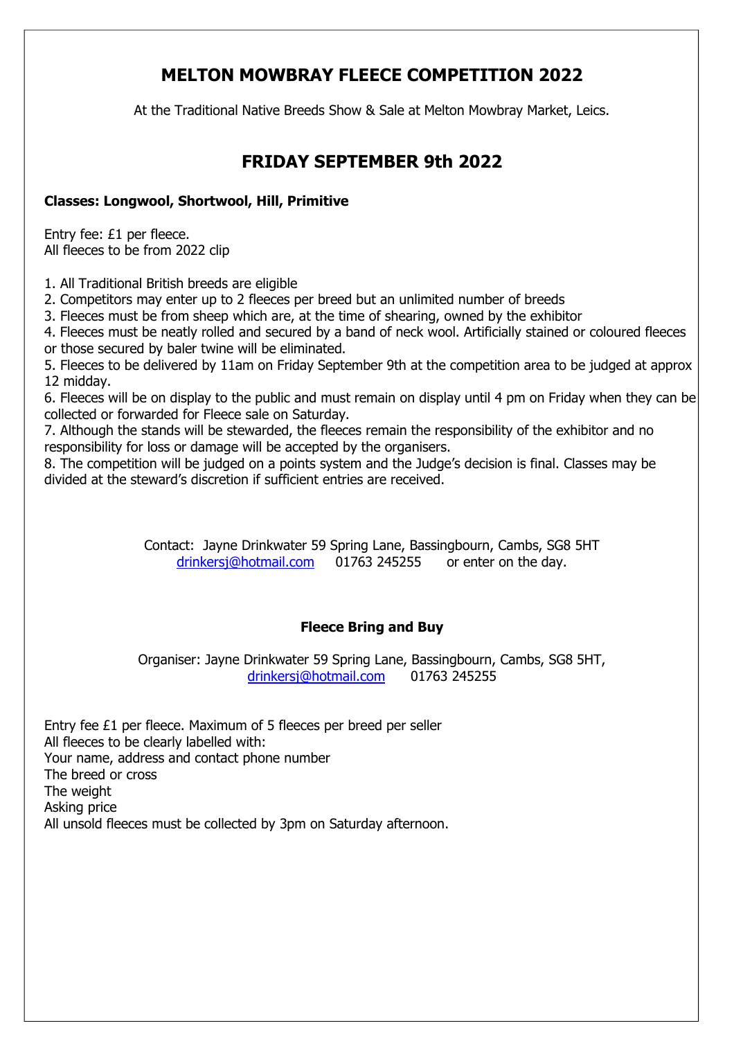# MELTON MOWBRAY FLEECE COMPETITION 2022

At the Traditional Native Breeds Show & Sale at Melton Mowbray Market, Leics.

## FRIDAY SEPTEMBER 9th 2022

**Classes: Longwool, Shortwool, Hill, Primitive**

Entry fee: £1 per fleece.
All fleeces to be from 2022 clip

1. All Traditional British breeds are eligible
2. Competitors may enter up to 2 fleeces per breed but an unlimited number of breeds
3. Fleeces must be from sheep which are, at the time of shearing, owned by the exhibitor
4. Fleeces must be neatly rolled and secured by a band of neck wool. Artificially stained or coloured fleeces or those secured by baler twine will be eliminated.
5. Fleeces to be delivered by 11am on Friday September 9th at the competition area to be judged at approx 12 midday.
6. Fleeces will be on display to the public and must remain on display until 4 pm on Friday when they can be collected or forwarded for Fleece sale on Saturday.
7. Although the stands will be stewarded, the fleeces remain the responsibility of the exhibitor and no responsibility for loss or damage will be accepted by the organisers.
8. The competition will be judged on a points system and the Judge's decision is final. Classes may be divided at the steward's discretion if sufficient entries are received.

Contact: Jayne Drinkwater 59 Spring Lane, Bassingbourn, Cambs, SG8 5HT
drinkersj@hotmail.com 01763 245255 or enter on the day.

**Fleece Bring and Buy**

Organiser: Jayne Drinkwater 59 Spring Lane, Bassingbourn, Cambs, SG8 5HT,
drinkersj@hotmail.com 01763 245255

Entry fee £1 per fleece. Maximum of 5 fleeces per breed per seller
All fleeces to be clearly labelled with:
Your name, address and contact phone number
The breed or cross
The weight
Asking price
All unsold fleeces must be collected by 3pm on Saturday afternoon.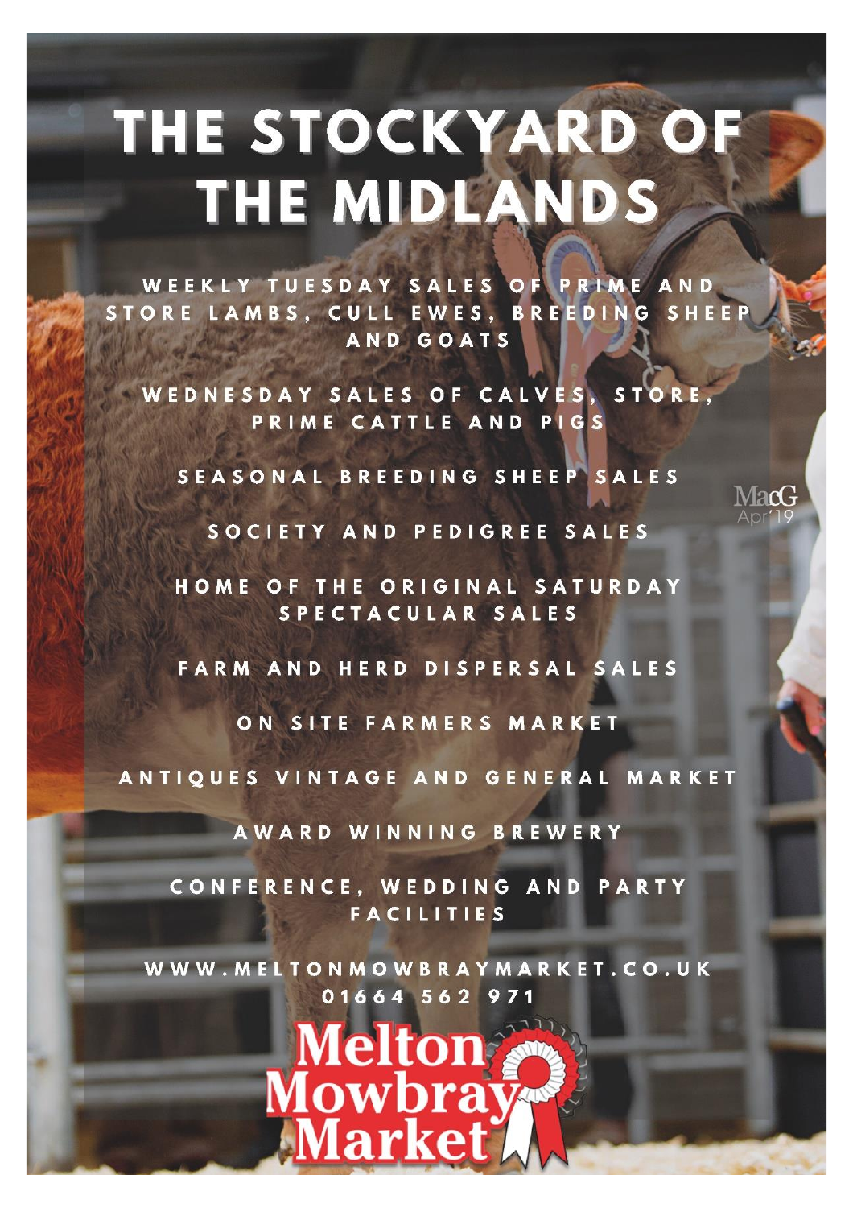# THE STOCKYARD OF THE MIDLANDS

WEEKLY TUESDAY SALES OF PRIME AND STORE LAMBS, CULL EWES, BREEDING SHEEP AND GOATS

WEDNESDAY SALES OF CALVES, STORE, PRIME CATTLE AND PIGS

SEASONAL BREEDING SHEEP SALES

SOCIETY AND PEDIGREE SALES

HOME OF THE ORIGINAL SATURDAY SPECTACULAR SALES

FARM AND HERD DISPERSAL SALES

ON SITE FARMERS MARKET

ANTIQUES VINTAGE AND GENERAL MARKET

AWARD WINNING BREWERY

CONFERENCE, WEDDING AND PARTY FACILITIES

WWW.MELTONMOWBRAYMARKET.CO.UK
01664 562 971

MacG
Apr'19

Melton Mowbray Market